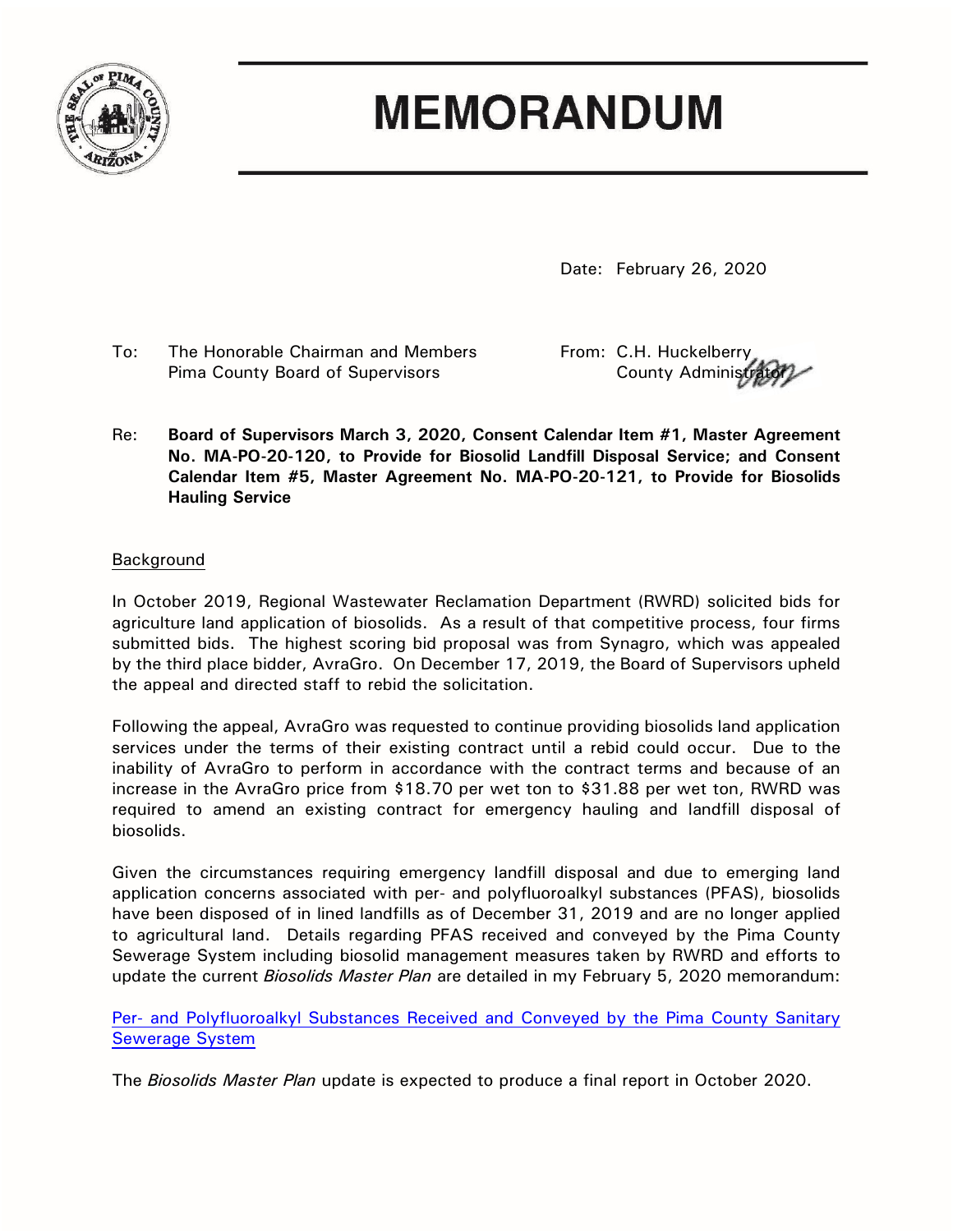# MEMORANDUM

Date: February 26, 2020

To: The Honorable Chairman and Members
Pima County Board of Supervisors

From: C.H. Huckelberry
County Administrator

Re: **Board of Supervisors March 3, 2020, Consent Calendar Item #1, Master Agreement No. MA-PO-20-120, to Provide for Biosolid Landfill Disposal Service; and Consent Calendar Item #5, Master Agreement No. MA-PO-20-121, to Provide for Biosolids Hauling Service**

## Background

In October 2019, Regional Wastewater Reclamation Department (RWRD) solicited bids for agriculture land application of biosolids. As a result of that competitive process, four firms submitted bids. The highest scoring bid proposal was from Synagro, which was appealed by the third place bidder, AvraGro. On December 17, 2019, the Board of Supervisors upheld the appeal and directed staff to rebid the solicitation.

Following the appeal, AvraGro was requested to continue providing biosolids land application services under the terms of their existing contract until a rebid could occur. Due to the inability of AvraGro to perform in accordance with the contract terms and because of an increase in the AvraGro price from $18.70 per wet ton to $31.88 per wet ton, RWRD was required to amend an existing contract for emergency hauling and landfill disposal of biosolids.

Given the circumstances requiring emergency landfill disposal and due to emerging land application concerns associated with per- and polyfluoroalkyl substances (PFAS), biosolids have been disposed of in lined landfills as of December 31, 2019 and are no longer applied to agricultural land. Details regarding PFAS received and conveyed by the Pima County Sewerage System including biosolid management measures taken by RWRD and efforts to update the current *Biosolids Master Plan* are detailed in my February 5, 2020 memorandum:

Per- and Polyfluoroalkyl Substances Received and Conveyed by the Pima County Sanitary Sewerage System

The *Biosolids Master Plan* update is expected to produce a final report in October 2020.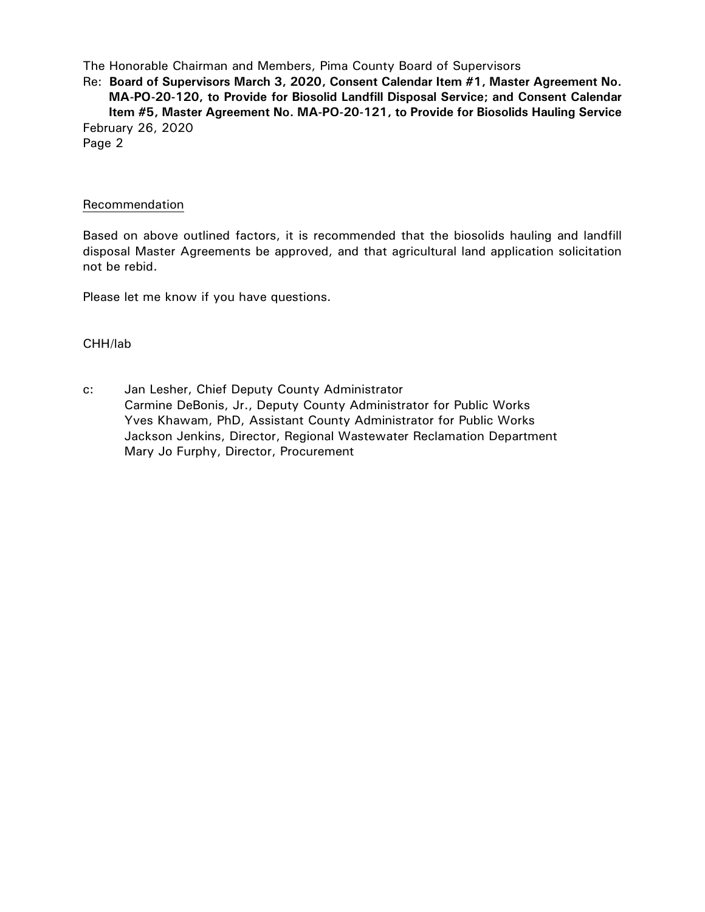Recommendation

Based on above outlined factors, it is recommended that the biosolids hauling and landfill disposal Master Agreements be approved, and that agricultural land application solicitation not be rebid.

Please let me know if you have questions.

CHH/lab

c: Jan Lesher, Chief Deputy County Administrator
Carmine DeBonis, Jr., Deputy County Administrator for Public Works
Yves Khawam, PhD, Assistant County Administrator for Public Works
Jackson Jenkins, Director, Regional Wastewater Reclamation Department
Mary Jo Furphy, Director, Procurement